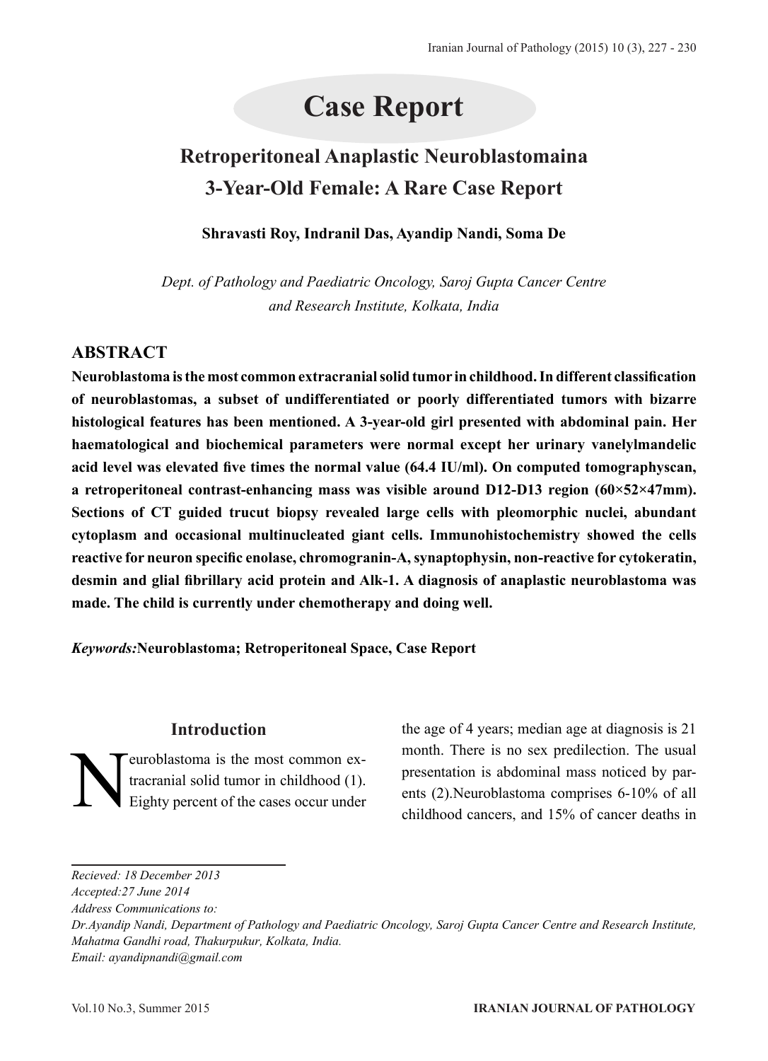# Case Report

## Retroperitoneal Anaplastic Neuroblastomaina 3-Year-Old Female: A Rare Case Report

**Shravasti Roy, Indranil Das, Ayandip Nandi, Soma De**

*Dept. of Pathology and Paediatric Oncology, Saroj Gupta Cancer Centre and Research Institute, Kolkata, India*

## ABSTRACT

**Neuroblastoma is the most common extracranial solid tumor in childhood. In different classification of neuroblastomas, a subset of undifferentiated or poorly differentiated tumors with bizarre histological features has been mentioned. A 3-year-old girl presented with abdominal pain. Her haematological and biochemical parameters were normal except her urinary vanelylmandelic acid level was elevated five times the normal value (64.4 IU/ml). On computed tomographyscan, a retroperitoneal contrast-enhancing mass was visible around D12-D13 region (60×52×47mm). Sections of CT guided trucut biopsy revealed large cells with pleomorphic nuclei, abundant cytoplasm and occasional multinucleated giant cells. Immunohistochemistry showed the cells reactive for neuron specific enolase, chromogranin-A, synaptophysin, non-reactive for cytokeratin, desmin and glial fibrillary acid protein and Alk-1. A diagnosis of anaplastic neuroblastoma was made. The child is currently under chemotherapy and doing well.**

***Keywords:*****Neuroblastoma; Retroperitoneal Space, Case Report**

## Introduction

Neuroblastoma is the most common extracranial solid tumor in childhood (1). Eighty percent of the cases occur under the age of 4 years; median age at diagnosis is 21 month. There is no sex predilection. The usual presentation is abdominal mass noticed by parents (2).Neuroblastoma comprises 6-10% of all childhood cancers, and 15% of cancer deaths in

*Recieved: 18 December 2013*
*Accepted:27 June 2014*
*Address Communications to:*
*Dr.Ayandip Nandi, Department of Pathology and Paediatric Oncology, Saroj Gupta Cancer Centre and Research Institute, Mahatma Gandhi road, Thakurpukur, Kolkata, India.*
*Email: ayandipnandi@gmail.com*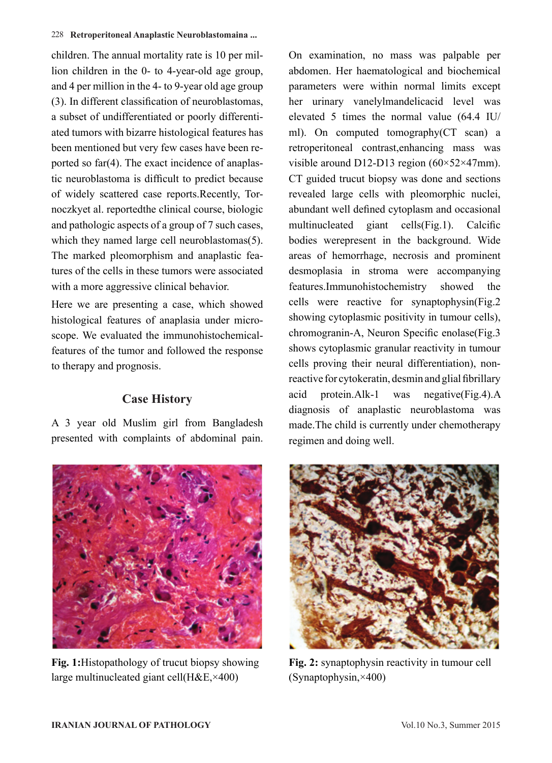children. The annual mortality rate is 10 per million children in the 0- to 4-year-old age group, and 4 per million in the 4- to 9-year old age group (3). In different classification of neuroblastomas, a subset of undifferentiated or poorly differentiated tumors with bizarre histological features has been mentioned but very few cases have been reported so far(4). The exact incidence of anaplastic neuroblastoma is difficult to predict because of widely scattered case reports.Recently, Tornoczkyet al. reportedthe clinical course, biologic and pathologic aspects of a group of 7 such cases, which they named large cell neuroblastomas(5). The marked pleomorphism and anaplastic features of the cells in these tumors were associated with a more aggressive clinical behavior.

Here we are presenting a case, which showed histological features of anaplasia under microscope. We evaluated the immunohistochemical-features of the tumor and followed the response to therapy and prognosis.

## Case History

A 3 year old Muslim girl from Bangladesh presented with complaints of abdominal pain. On examination, no mass was palpable per abdomen. Her haematological and biochemical parameters were within normal limits except her urinary vanelylmandelicacid level was elevated 5 times the normal value (64.4 IU/ml). On computed tomography(CT scan) a retroperitoneal contrast,enhancing mass was visible around D12-D13 region (60×52×47mm). CT guided trucut biopsy was done and sections revealed large cells with pleomorphic nuclei, abundant well defined cytoplasm and occasional multinucleated giant cells(Fig.1). Calcific bodies werepresent in the background. Wide areas of hemorrhage, necrosis and prominent desmoplasia in stroma were accompanying features.Immunohistochemistry showed the cells were reactive for synaptophysin(Fig.2 showing cytoplasmic positivity in tumour cells), chromogranin-A, Neuron Specific enolase(Fig.3 shows cytoplasmic granular reactivity in tumour cells proving their neural differentiation), non-reactive for cytokeratin, desmin and glial fibrillary acid protein.Alk-1 was negative(Fig.4).A diagnosis of anaplastic neuroblastoma was made.The child is currently under chemotherapy regimen and doing well.

**Fig. 1:**Histopathology of trucut biopsy showing large multinucleated giant cell(H&E,×400)

**Fig. 2:** synaptophysin reactivity in tumour cell (Synaptophysin,×400)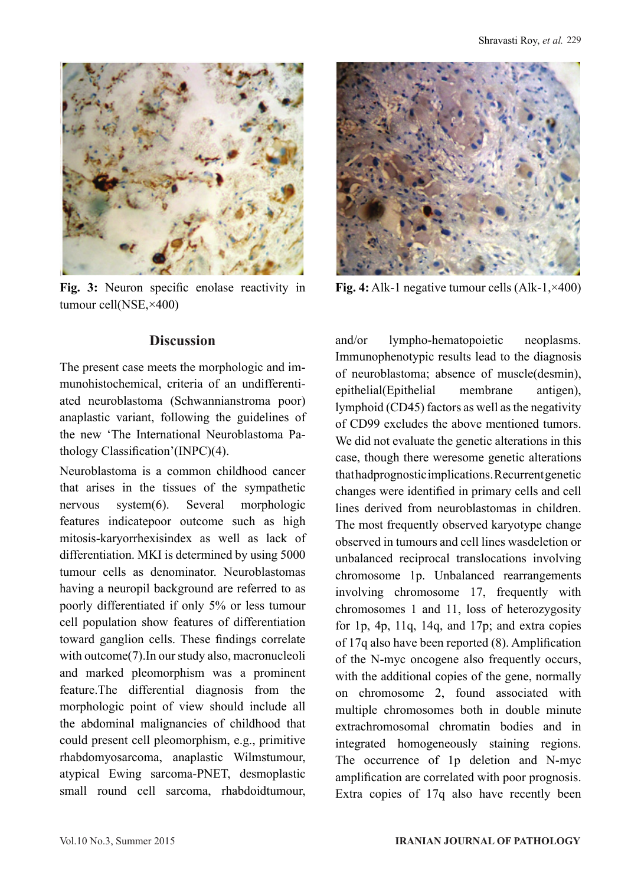**Fig. 3:** Neuron specific enolase reactivity in tumour cell(NSE,×400)

**Fig. 4:** Alk-1 negative tumour cells (Alk-1,×400)

## Discussion

The present case meets the morphologic and immunohistochemical, criteria of an undifferentiated neuroblastoma (Schwannianstroma poor) anaplastic variant, following the guidelines of the new 'The International Neuroblastoma Pathology Classification'(INPC)(4).

Neuroblastoma is a common childhood cancer that arises in the tissues of the sympathetic nervous system(6). Several morphologic features indicatepoor outcome such as high mitosis-karyorrhexisindex as well as lack of differentiation. MKI is determined by using 5000 tumour cells as denominator. Neuroblastomas having a neuropil background are referred to as poorly differentiated if only 5% or less tumour cell population show features of differentiation toward ganglion cells. These findings correlate with outcome(7).In our study also, macronucleoli and marked pleomorphism was a prominent feature.The differential diagnosis from the morphologic point of view should include all the abdominal malignancies of childhood that could present cell pleomorphism, e.g., primitive rhabdomyosarcoma, anaplastic Wilmstumour, atypical Ewing sarcoma-PNET, desmoplastic small round cell sarcoma, rhabdoidtumour, and/or lympho-hematopoietic neoplasms. Immunophenotypic results lead to the diagnosis of neuroblastoma; absence of muscle(desmin), epithelial(Epithelial membrane antigen), lymphoid (CD45) factors as well as the negativity of CD99 excludes the above mentioned tumors. We did not evaluate the genetic alterations in this case, though there weresome genetic alterations thathadprognosticimplications.Recurrentgenetic changes were identified in primary cells and cell lines derived from neuroblastomas in children. The most frequently observed karyotype change observed in tumours and cell lines wasdeletion or unbalanced reciprocal translocations involving chromosome 1p. Unbalanced rearrangements involving chromosome 17, frequently with chromosomes 1 and 11, loss of heterozygosity for 1p, 4p, 11q, 14q, and 17p; and extra copies of 17q also have been reported (8). Amplification of the N-myc oncogene also frequently occurs, with the additional copies of the gene, normally on chromosome 2, found associated with multiple chromosomes both in double minute extrachromosomal chromatin bodies and in integrated homogeneously staining regions. The occurrence of 1p deletion and N-myc amplification are correlated with poor prognosis. Extra copies of 17q also have recently been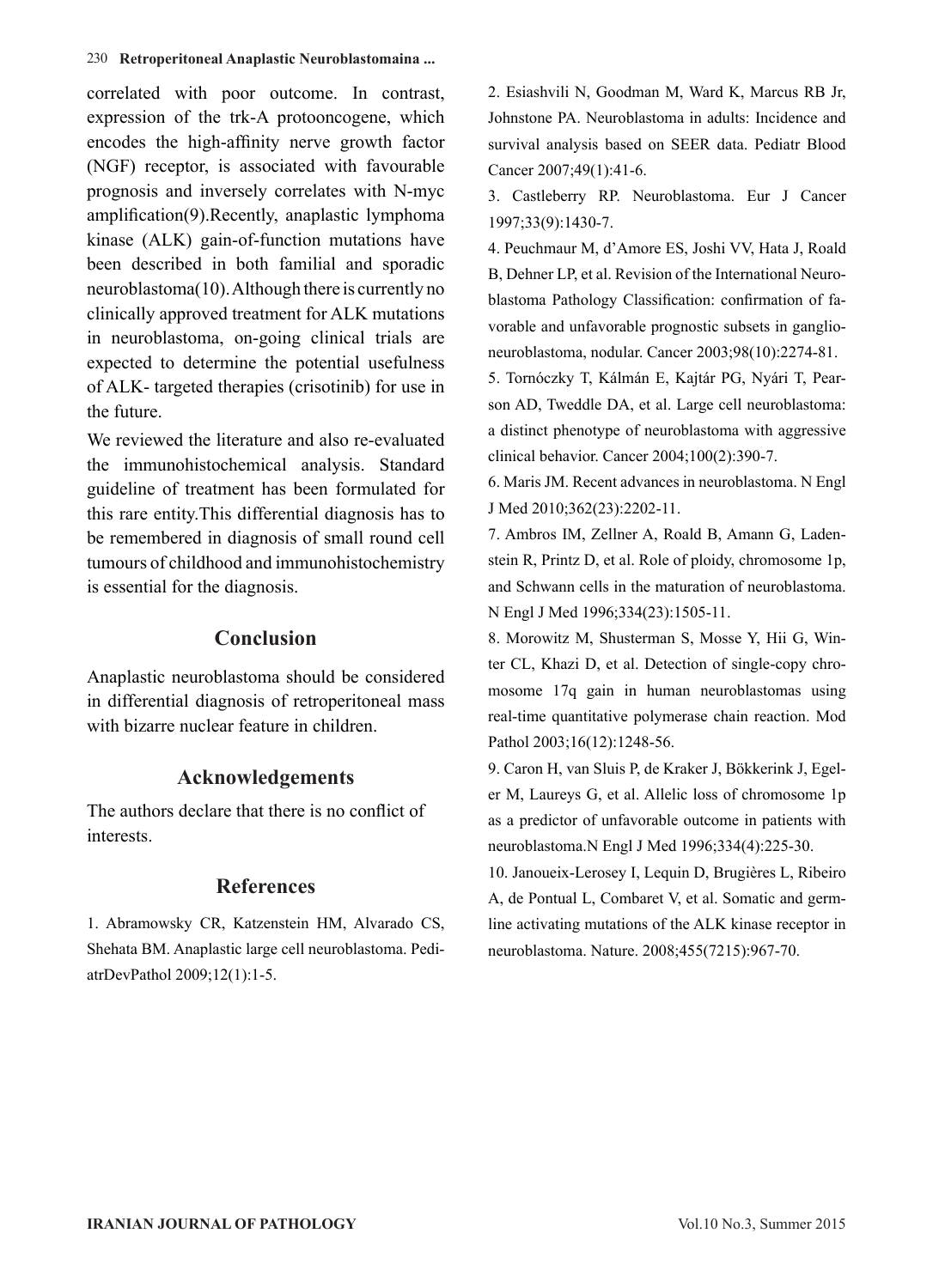correlated with poor outcome. In contrast, expression of the trk-A protooncogene, which encodes the high-affinity nerve growth factor (NGF) receptor, is associated with favourable prognosis and inversely correlates with N-myc amplification(9).Recently, anaplastic lymphoma kinase (ALK) gain-of-function mutations have been described in both familial and sporadic neuroblastoma(10).Although there is currently no clinically approved treatment for ALK mutations in neuroblastoma, on-going clinical trials are expected to determine the potential usefulness of ALK- targeted therapies (crisotinib) for use in the future.

We reviewed the literature and also re-evaluated the immunohistochemical analysis. Standard guideline of treatment has been formulated for this rare entity.This differential diagnosis has to be remembered in diagnosis of small round cell tumours of childhood and immunohistochemistry is essential for the diagnosis.

## Conclusion

Anaplastic neuroblastoma should be considered in differential diagnosis of retroperitoneal mass with bizarre nuclear feature in children.

## Acknowledgements

The authors declare that there is no conflict of interests.

## References

1. Abramowsky CR, Katzenstein HM, Alvarado CS, Shehata BM. Anaplastic large cell neuroblastoma. PediatrDevPathol 2009;12(1):1-5.

2. Esiashvili N, Goodman M, Ward K, Marcus RB Jr, Johnstone PA. Neuroblastoma in adults: Incidence and survival analysis based on SEER data. Pediatr Blood Cancer 2007;49(1):41-6.

3. Castleberry RP. Neuroblastoma. Eur J Cancer 1997;33(9):1430-7.

4. Peuchmaur M, d'Amore ES, Joshi VV, Hata J, Roald B, Dehner LP, et al. Revision of the International Neuroblastoma Pathology Classification: confirmation of favorable and unfavorable prognostic subsets in ganglioneuroblastoma, nodular. Cancer 2003;98(10):2274-81.

5. Tornóczky T, Kálmán E, Kajtár PG, Nyári T, Pearson AD, Tweddle DA, et al. Large cell neuroblastoma: a distinct phenotype of neuroblastoma with aggressive clinical behavior. Cancer 2004;100(2):390-7.

6. Maris JM. Recent advances in neuroblastoma. N Engl J Med 2010;362(23):2202-11.

7. Ambros IM, Zellner A, Roald B, Amann G, Ladenstein R, Printz D, et al. Role of ploidy, chromosome 1p, and Schwann cells in the maturation of neuroblastoma. N Engl J Med 1996;334(23):1505-11.

8. Morowitz M, Shusterman S, Mosse Y, Hii G, Winter CL, Khazi D, et al. Detection of single-copy chromosome 17q gain in human neuroblastomas using real-time quantitative polymerase chain reaction. Mod Pathol 2003;16(12):1248-56.

9. Caron H, van Sluis P, de Kraker J, Bökkerink J, Egeler M, Laureys G, et al. Allelic loss of chromosome 1p as a predictor of unfavorable outcome in patients with neuroblastoma.N Engl J Med 1996;334(4):225-30.

10. Janoueix-Lerosey I, Lequin D, Brugières L, Ribeiro A, de Pontual L, Combaret V, et al. Somatic and germline activating mutations of the ALK kinase receptor in neuroblastoma. Nature. 2008;455(7215):967-70.